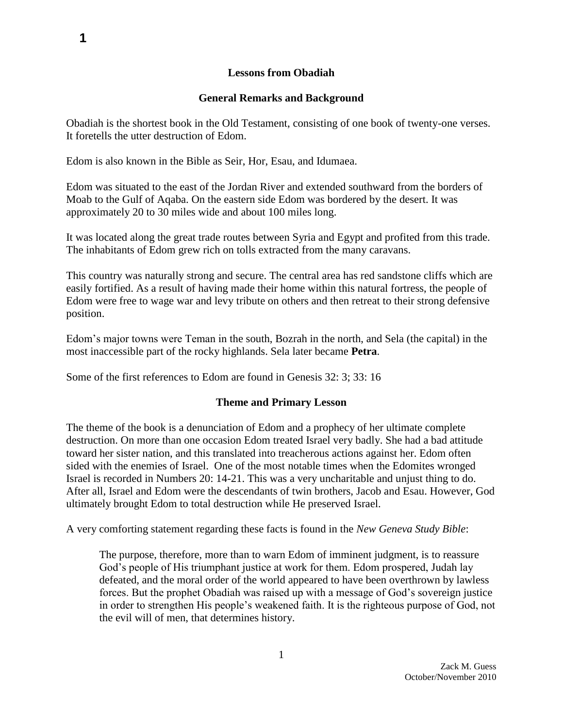# Lessons from Obadiah

## General Remarks and Background

Obadiah is the shortest book in the Old Testament, consisting of one book of twenty-one verses. It foretells the utter destruction of Edom.

Edom is also known in the Bible as Seir, Hor, Esau, and Idumaea.

Edom was situated to the east of the Jordan River and extended southward from the borders of Moab to the Gulf of Aqaba. On the eastern side Edom was bordered by the desert. It was approximately 20 to 30 miles wide and about 100 miles long.

It was located along the great trade routes between Syria and Egypt and profited from this trade. The inhabitants of Edom grew rich on tolls extracted from the many caravans.

This country was naturally strong and secure. The central area has red sandstone cliffs which are easily fortified. As a result of having made their home within this natural fortress, the people of Edom were free to wage war and levy tribute on others and then retreat to their strong defensive position.

Edom's major towns were Teman in the south, Bozrah in the north, and Sela (the capital) in the most inaccessible part of the rocky highlands. Sela later became **Petra**.

Some of the first references to Edom are found in Genesis 32: 3; 33: 16

## Theme and Primary Lesson

The theme of the book is a denunciation of Edom and a prophecy of her ultimate complete destruction. On more than one occasion Edom treated Israel very badly. She had a bad attitude toward her sister nation, and this translated into treacherous actions against her. Edom often sided with the enemies of Israel. One of the most notable times when the Edomites wronged Israel is recorded in Numbers 20: 14-21. This was a very uncharitable and unjust thing to do. After all, Israel and Edom were the descendants of twin brothers, Jacob and Esau. However, God ultimately brought Edom to total destruction while He preserved Israel.

A very comforting statement regarding these facts is found in the *New Geneva Study Bible*:

> The purpose, therefore, more than to warn Edom of imminent judgment, is to reassure God's people of His triumphant justice at work for them. Edom prospered, Judah lay defeated, and the moral order of the world appeared to have been overthrown by lawless forces. But the prophet Obadiah was raised up with a message of God's sovereign justice in order to strengthen His people's weakened faith. It is the righteous purpose of God, not the evil will of men, that determines history.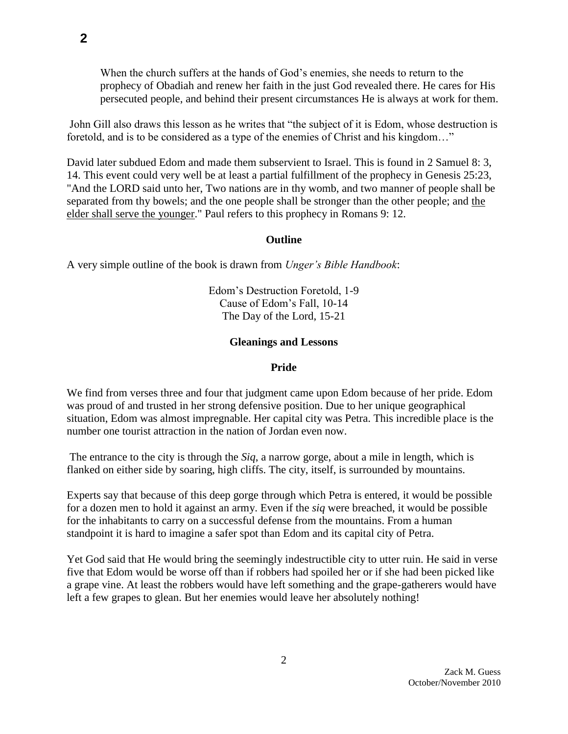When the church suffers at the hands of God's enemies, she needs to return to the prophecy of Obadiah and renew her faith in the just God revealed there. He cares for His persecuted people, and behind their present circumstances He is always at work for them.

John Gill also draws this lesson as he writes that "the subject of it is Edom, whose destruction is foretold, and is to be considered as a type of the enemies of Christ and his kingdom…"

David later subdued Edom and made them subservient to Israel. This is found in 2 Samuel 8: 3, 14. This event could very well be at least a partial fulfillment of the prophecy in Genesis 25:23, "And the LORD said unto her, Two nations are in thy womb, and two manner of people shall be separated from thy bowels; and the one people shall be stronger than the other people; and <u>the elder shall serve the younger</u>." Paul refers to this prophecy in Romans 9: 12.

**Outline**

A very simple outline of the book is drawn from *Unger's Bible Handbook*:

Edom's Destruction Foretold, 1-9
Cause of Edom's Fall, 10-14
The Day of the Lord, 15-21

**Gleanings and Lessons**

**Pride**

We find from verses three and four that judgment came upon Edom because of her pride. Edom was proud of and trusted in her strong defensive position. Due to her unique geographical situation, Edom was almost impregnable. Her capital city was Petra. This incredible place is the number one tourist attraction in the nation of Jordan even now.

The entrance to the city is through the *Siq*, a narrow gorge, about a mile in length, which is flanked on either side by soaring, high cliffs. The city, itself, is surrounded by mountains.

Experts say that because of this deep gorge through which Petra is entered, it would be possible for a dozen men to hold it against an army. Even if the *siq* were breached, it would be possible for the inhabitants to carry on a successful defense from the mountains. From a human standpoint it is hard to imagine a safer spot than Edom and its capital city of Petra.

Yet God said that He would bring the seemingly indestructible city to utter ruin. He said in verse five that Edom would be worse off than if robbers had spoiled her or if she had been picked like a grape vine. At least the robbers would have left something and the grape-gatherers would have left a few grapes to glean. But her enemies would leave her absolutely nothing!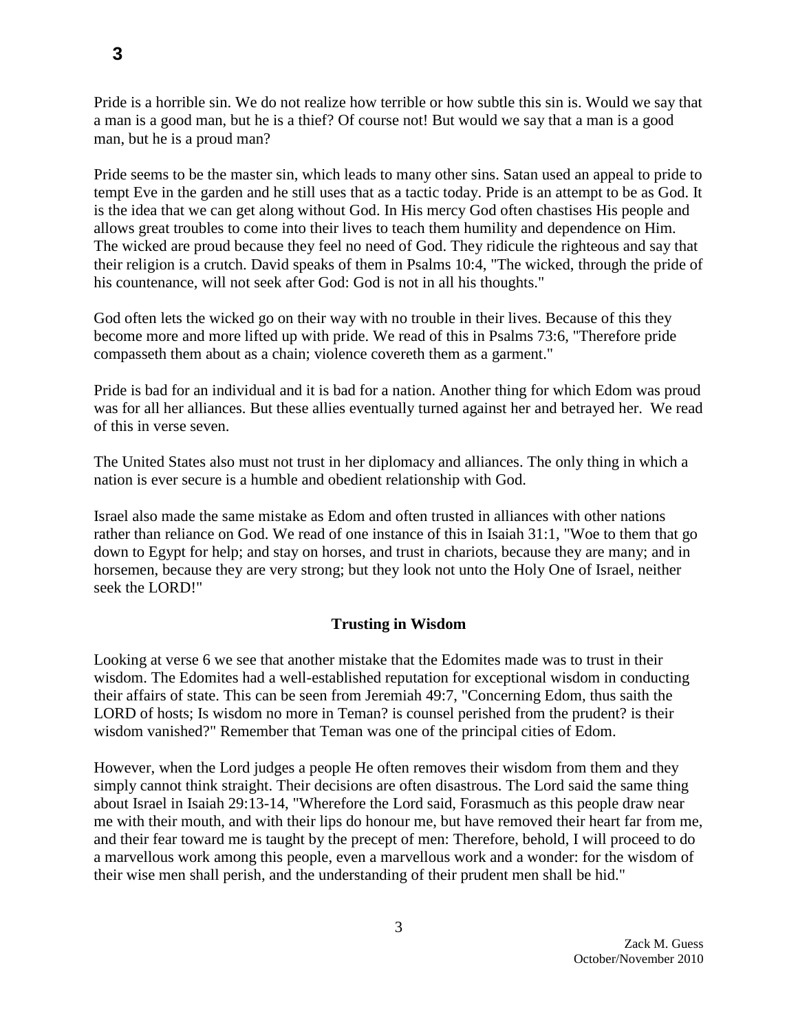Pride is a horrible sin. We do not realize how terrible or how subtle this sin is. Would we say that a man is a good man, but he is a thief? Of course not! But would we say that a man is a good man, but he is a proud man?

Pride seems to be the master sin, which leads to many other sins. Satan used an appeal to pride to tempt Eve in the garden and he still uses that as a tactic today. Pride is an attempt to be as God. It is the idea that we can get along without God. In His mercy God often chastises His people and allows great troubles to come into their lives to teach them humility and dependence on Him. The wicked are proud because they feel no need of God. They ridicule the righteous and say that their religion is a crutch. David speaks of them in Psalms 10:4, "The wicked, through the pride of his countenance, will not seek after God: God is not in all his thoughts."

God often lets the wicked go on their way with no trouble in their lives. Because of this they become more and more lifted up with pride. We read of this in Psalms 73:6, "Therefore pride compasseth them about as a chain; violence covereth them as a garment."

Pride is bad for an individual and it is bad for a nation. Another thing for which Edom was proud was for all her alliances. But these allies eventually turned against her and betrayed her. We read of this in verse seven.

The United States also must not trust in her diplomacy and alliances. The only thing in which a nation is ever secure is a humble and obedient relationship with God.

Israel also made the same mistake as Edom and often trusted in alliances with other nations rather than reliance on God. We read of one instance of this in Isaiah 31:1, "Woe to them that go down to Egypt for help; and stay on horses, and trust in chariots, because they are many; and in horsemen, because they are very strong; but they look not unto the Holy One of Israel, neither seek the LORD!"

### Trusting in Wisdom

Looking at verse 6 we see that another mistake that the Edomites made was to trust in their wisdom. The Edomites had a well-established reputation for exceptional wisdom in conducting their affairs of state. This can be seen from Jeremiah 49:7, "Concerning Edom, thus saith the LORD of hosts; Is wisdom no more in Teman? is counsel perished from the prudent? is their wisdom vanished?" Remember that Teman was one of the principal cities of Edom.

However, when the Lord judges a people He often removes their wisdom from them and they simply cannot think straight. Their decisions are often disastrous. The Lord said the same thing about Israel in Isaiah 29:13-14, "Wherefore the Lord said, Forasmuch as this people draw near me with their mouth, and with their lips do honour me, but have removed their heart far from me, and their fear toward me is taught by the precept of men: Therefore, behold, I will proceed to do a marvellous work among this people, even a marvellous work and a wonder: for the wisdom of their wise men shall perish, and the understanding of their prudent men shall be hid."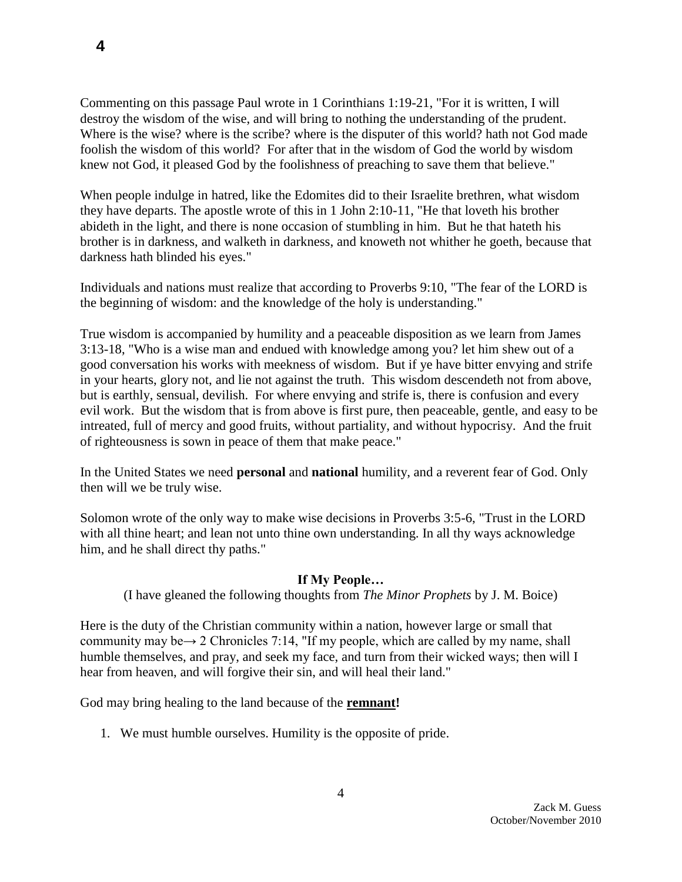Commenting on this passage Paul wrote in 1 Corinthians 1:19-21, "For it is written, I will destroy the wisdom of the wise, and will bring to nothing the understanding of the prudent. Where is the wise? where is the scribe? where is the disputer of this world? hath not God made foolish the wisdom of this world? For after that in the wisdom of God the world by wisdom knew not God, it pleased God by the foolishness of preaching to save them that believe."

When people indulge in hatred, like the Edomites did to their Israelite brethren, what wisdom they have departs. The apostle wrote of this in 1 John 2:10-11, "He that loveth his brother abideth in the light, and there is none occasion of stumbling in him. But he that hateth his brother is in darkness, and walketh in darkness, and knoweth not whither he goeth, because that darkness hath blinded his eyes."

Individuals and nations must realize that according to Proverbs 9:10, "The fear of the LORD is the beginning of wisdom: and the knowledge of the holy is understanding."

True wisdom is accompanied by humility and a peaceable disposition as we learn from James 3:13-18, "Who is a wise man and endued with knowledge among you? let him shew out of a good conversation his works with meekness of wisdom. But if ye have bitter envying and strife in your hearts, glory not, and lie not against the truth. This wisdom descendeth not from above, but is earthly, sensual, devilish. For where envying and strife is, there is confusion and every evil work. But the wisdom that is from above is first pure, then peaceable, gentle, and easy to be intreated, full of mercy and good fruits, without partiality, and without hypocrisy. And the fruit of righteousness is sown in peace of them that make peace."

In the United States we need **personal** and **national** humility, and a reverent fear of God. Only then will we be truly wise.

Solomon wrote of the only way to make wise decisions in Proverbs 3:5-6, "Trust in the LORD with all thine heart; and lean not unto thine own understanding. In all thy ways acknowledge him, and he shall direct thy paths."

### If My People…

(I have gleaned the following thoughts from *The Minor Prophets* by J. M. Boice)

Here is the duty of the Christian community within a nation, however large or small that community may be→ 2 Chronicles 7:14, "If my people, which are called by my name, shall humble themselves, and pray, and seek my face, and turn from their wicked ways; then will I hear from heaven, and will forgive their sin, and will heal their land."

God may bring healing to the land because of the **remnant!**

1. We must humble ourselves. Humility is the opposite of pride.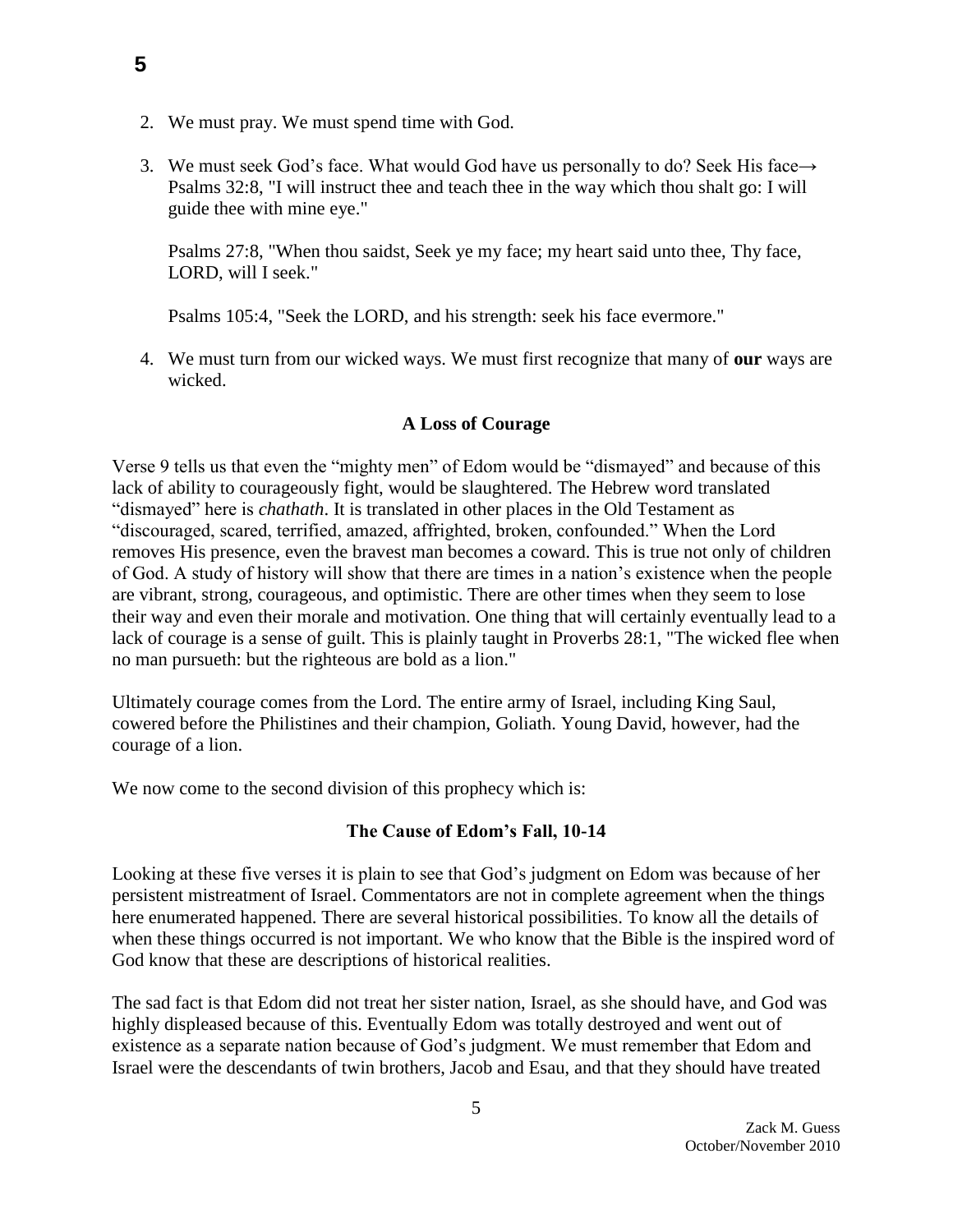2. We must pray. We must spend time with God.
3. We must seek God's face. What would God have us personally to do? Seek His face→ Psalms 32:8, "I will instruct thee and teach thee in the way which thou shalt go: I will guide thee with mine eye."

   Psalms 27:8, "When thou saidst, Seek ye my face; my heart said unto thee, Thy face, LORD, will I seek."

   Psalms 105:4, "Seek the LORD, and his strength: seek his face evermore."
4. We must turn from our wicked ways. We must first recognize that many of **our** ways are wicked.

### A Loss of Courage

Verse 9 tells us that even the "mighty men" of Edom would be "dismayed" and because of this lack of ability to courageously fight, would be slaughtered. The Hebrew word translated "dismayed" here is *chathath*. It is translated in other places in the Old Testament as "discouraged, scared, terrified, amazed, affrighted, broken, confounded." When the Lord removes His presence, even the bravest man becomes a coward. This is true not only of children of God. A study of history will show that there are times in a nation's existence when the people are vibrant, strong, courageous, and optimistic. There are other times when they seem to lose their way and even their morale and motivation. One thing that will certainly eventually lead to a lack of courage is a sense of guilt. This is plainly taught in Proverbs 28:1, "The wicked flee when no man pursueth: but the righteous are bold as a lion."

Ultimately courage comes from the Lord. The entire army of Israel, including King Saul, cowered before the Philistines and their champion, Goliath. Young David, however, had the courage of a lion.

We now come to the second division of this prophecy which is:

### The Cause of Edom's Fall, 10-14

Looking at these five verses it is plain to see that God's judgment on Edom was because of her persistent mistreatment of Israel. Commentators are not in complete agreement when the things here enumerated happened. There are several historical possibilities. To know all the details of when these things occurred is not important. We who know that the Bible is the inspired word of God know that these are descriptions of historical realities.

The sad fact is that Edom did not treat her sister nation, Israel, as she should have, and God was highly displeased because of this. Eventually Edom was totally destroyed and went out of existence as a separate nation because of God's judgment. We must remember that Edom and Israel were the descendants of twin brothers, Jacob and Esau, and that they should have treated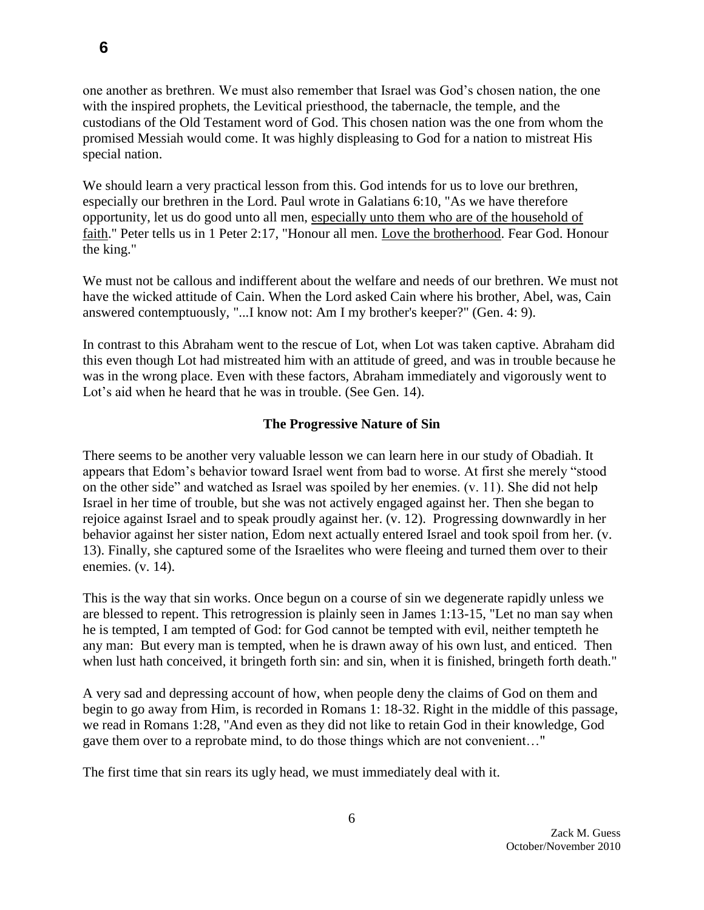one another as brethren. We must also remember that Israel was God's chosen nation, the one with the inspired prophets, the Levitical priesthood, the tabernacle, the temple, and the custodians of the Old Testament word of God. This chosen nation was the one from whom the promised Messiah would come. It was highly displeasing to God for a nation to mistreat His special nation.

We should learn a very practical lesson from this. God intends for us to love our brethren, especially our brethren in the Lord. Paul wrote in Galatians 6:10, "As we have therefore opportunity, let us do good unto all men, <u>especially unto them who are of the household of faith</u>." Peter tells us in 1 Peter 2:17, "Honour all men. <u>Love the brotherhood</u>. Fear God. Honour the king."

We must not be callous and indifferent about the welfare and needs of our brethren. We must not have the wicked attitude of Cain. When the Lord asked Cain where his brother, Abel, was, Cain answered contemptuously, "...I know not: Am I my brother's keeper?" (Gen. 4: 9).

In contrast to this Abraham went to the rescue of Lot, when Lot was taken captive. Abraham did this even though Lot had mistreated him with an attitude of greed, and was in trouble because he was in the wrong place. Even with these factors, Abraham immediately and vigorously went to Lot's aid when he heard that he was in trouble. (See Gen. 14).

**The Progressive Nature of Sin**

There seems to be another very valuable lesson we can learn here in our study of Obadiah. It appears that Edom's behavior toward Israel went from bad to worse. At first she merely "stood on the other side" and watched as Israel was spoiled by her enemies. (v. 11). She did not help Israel in her time of trouble, but she was not actively engaged against her. Then she began to rejoice against Israel and to speak proudly against her. (v. 12). Progressing downwardly in her behavior against her sister nation, Edom next actually entered Israel and took spoil from her. (v. 13). Finally, she captured some of the Israelites who were fleeing and turned them over to their enemies. (v. 14).

This is the way that sin works. Once begun on a course of sin we degenerate rapidly unless we are blessed to repent. This retrogression is plainly seen in James 1:13-15, "Let no man say when he is tempted, I am tempted of God: for God cannot be tempted with evil, neither tempteth he any man: But every man is tempted, when he is drawn away of his own lust, and enticed. Then when lust hath conceived, it bringeth forth sin: and sin, when it is finished, bringeth forth death."

A very sad and depressing account of how, when people deny the claims of God on them and begin to go away from Him, is recorded in Romans 1: 18-32. Right in the middle of this passage, we read in Romans 1:28, "And even as they did not like to retain God in their knowledge, God gave them over to a reprobate mind, to do those things which are not convenient…"

The first time that sin rears its ugly head, we must immediately deal with it.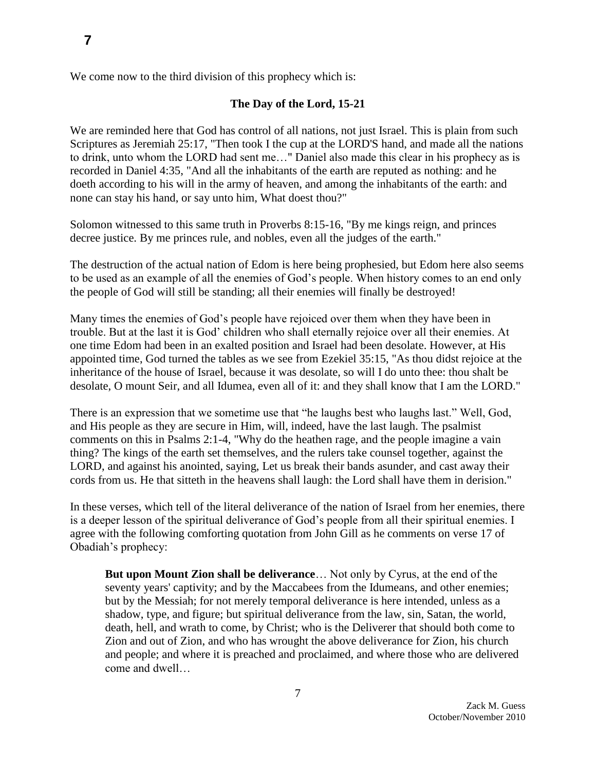We come now to the third division of this prophecy which is:

## The Day of the Lord, 15-21

We are reminded here that God has control of all nations, not just Israel. This is plain from such Scriptures as Jeremiah 25:17, "Then took I the cup at the LORD'S hand, and made all the nations to drink, unto whom the LORD had sent me…" Daniel also made this clear in his prophecy as is recorded in Daniel 4:35, "And all the inhabitants of the earth are reputed as nothing: and he doeth according to his will in the army of heaven, and among the inhabitants of the earth: and none can stay his hand, or say unto him, What doest thou?"

Solomon witnessed to this same truth in Proverbs 8:15-16, "By me kings reign, and princes decree justice. By me princes rule, and nobles, even all the judges of the earth."

The destruction of the actual nation of Edom is here being prophesied, but Edom here also seems to be used as an example of all the enemies of God's people. When history comes to an end only the people of God will still be standing; all their enemies will finally be destroyed!

Many times the enemies of God's people have rejoiced over them when they have been in trouble. But at the last it is God' children who shall eternally rejoice over all their enemies. At one time Edom had been in an exalted position and Israel had been desolate. However, at His appointed time, God turned the tables as we see from Ezekiel 35:15, "As thou didst rejoice at the inheritance of the house of Israel, because it was desolate, so will I do unto thee: thou shalt be desolate, O mount Seir, and all Idumea, even all of it: and they shall know that I am the LORD."

There is an expression that we sometime use that "he laughs best who laughs last." Well, God, and His people as they are secure in Him, will, indeed, have the last laugh. The psalmist comments on this in Psalms 2:1-4, "Why do the heathen rage, and the people imagine a vain thing? The kings of the earth set themselves, and the rulers take counsel together, against the LORD, and against his anointed, saying, Let us break their bands asunder, and cast away their cords from us. He that sitteth in the heavens shall laugh: the Lord shall have them in derision."

In these verses, which tell of the literal deliverance of the nation of Israel from her enemies, there is a deeper lesson of the spiritual deliverance of God's people from all their spiritual enemies. I agree with the following comforting quotation from John Gill as he comments on verse 17 of Obadiah's prophecy:

> **But upon Mount Zion shall be deliverance**… Not only by Cyrus, at the end of the seventy years' captivity; and by the Maccabees from the Idumeans, and other enemies; but by the Messiah; for not merely temporal deliverance is here intended, unless as a shadow, type, and figure; but spiritual deliverance from the law, sin, Satan, the world, death, hell, and wrath to come, by Christ; who is the Deliverer that should both come to Zion and out of Zion, and who has wrought the above deliverance for Zion, his church and people; and where it is preached and proclaimed, and where those who are delivered come and dwell…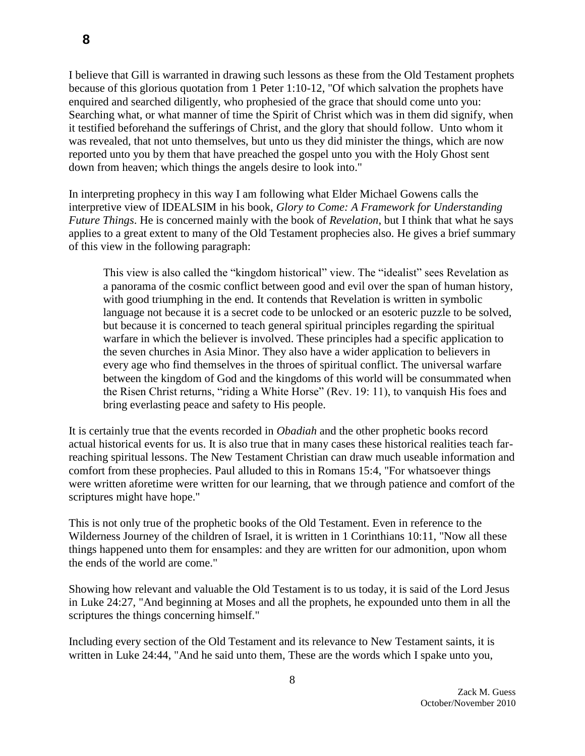I believe that Gill is warranted in drawing such lessons as these from the Old Testament prophets because of this glorious quotation from 1 Peter 1:10-12, "Of which salvation the prophets have enquired and searched diligently, who prophesied of the grace that should come unto you: Searching what, or what manner of time the Spirit of Christ which was in them did signify, when it testified beforehand the sufferings of Christ, and the glory that should follow. Unto whom it was revealed, that not unto themselves, but unto us they did minister the things, which are now reported unto you by them that have preached the gospel unto you with the Holy Ghost sent down from heaven; which things the angels desire to look into."

In interpreting prophecy in this way I am following what Elder Michael Gowens calls the interpretive view of IDEALSIM in his book, *Glory to Come: A Framework for Understanding Future Things*. He is concerned mainly with the book of *Revelation*, but I think that what he says applies to a great extent to many of the Old Testament prophecies also. He gives a brief summary of this view in the following paragraph:

> This view is also called the "kingdom historical" view. The "idealist" sees Revelation as a panorama of the cosmic conflict between good and evil over the span of human history, with good triumphing in the end. It contends that Revelation is written in symbolic language not because it is a secret code to be unlocked or an esoteric puzzle to be solved, but because it is concerned to teach general spiritual principles regarding the spiritual warfare in which the believer is involved. These principles had a specific application to the seven churches in Asia Minor. They also have a wider application to believers in every age who find themselves in the throes of spiritual conflict. The universal warfare between the kingdom of God and the kingdoms of this world will be consummated when the Risen Christ returns, "riding a White Horse" (Rev. 19: 11), to vanquish His foes and bring everlasting peace and safety to His people.

It is certainly true that the events recorded in *Obadiah* and the other prophetic books record actual historical events for us. It is also true that in many cases these historical realities teach far-reaching spiritual lessons. The New Testament Christian can draw much useable information and comfort from these prophecies. Paul alluded to this in Romans 15:4, "For whatsoever things were written aforetime were written for our learning, that we through patience and comfort of the scriptures might have hope."

This is not only true of the prophetic books of the Old Testament. Even in reference to the Wilderness Journey of the children of Israel, it is written in 1 Corinthians 10:11, "Now all these things happened unto them for ensamples: and they are written for our admonition, upon whom the ends of the world are come."

Showing how relevant and valuable the Old Testament is to us today, it is said of the Lord Jesus in Luke 24:27, "And beginning at Moses and all the prophets, he expounded unto them in all the scriptures the things concerning himself."

Including every section of the Old Testament and its relevance to New Testament saints, it is written in Luke 24:44, "And he said unto them, These are the words which I spake unto you,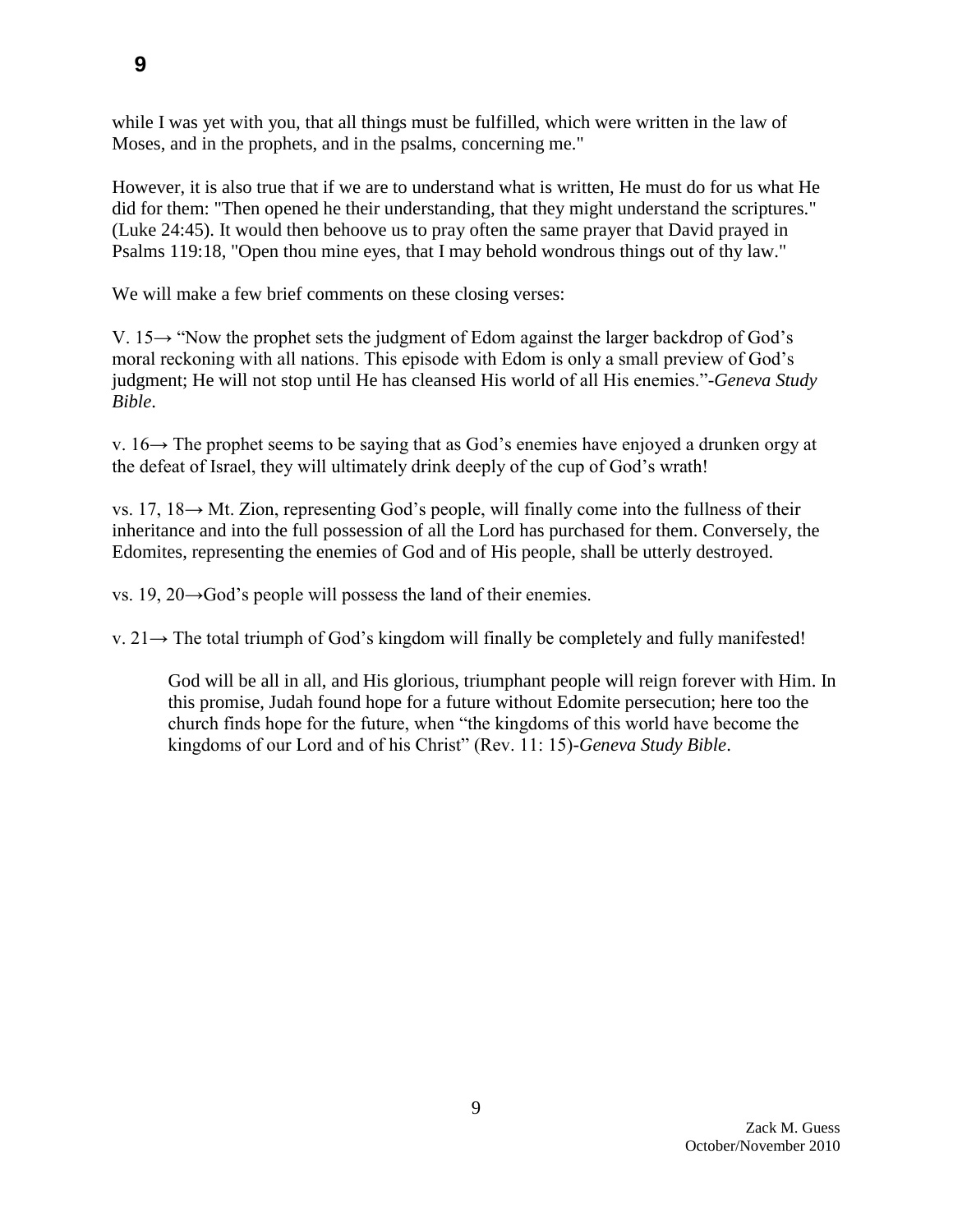while I was yet with you, that all things must be fulfilled, which were written in the law of Moses, and in the prophets, and in the psalms, concerning me."

However, it is also true that if we are to understand what is written, He must do for us what He did for them: "Then opened he their understanding, that they might understand the scriptures." (Luke 24:45). It would then behoove us to pray often the same prayer that David prayed in Psalms 119:18, "Open thou mine eyes, that I may behold wondrous things out of thy law."

We will make a few brief comments on these closing verses:

V. 15→ “Now the prophet sets the judgment of Edom against the larger backdrop of God’s moral reckoning with all nations. This episode with Edom is only a small preview of God’s judgment; He will not stop until He has cleansed His world of all His enemies.”-*Geneva Study Bible*.

v. 16→ The prophet seems to be saying that as God’s enemies have enjoyed a drunken orgy at the defeat of Israel, they will ultimately drink deeply of the cup of God’s wrath!

vs. 17, 18→ Mt. Zion, representing God’s people, will finally come into the fullness of their inheritance and into the full possession of all the Lord has purchased for them. Conversely, the Edomites, representing the enemies of God and of His people, shall be utterly destroyed.

vs. 19, 20→God’s people will possess the land of their enemies.

v. 21→ The total triumph of God’s kingdom will finally be completely and fully manifested!

> God will be all in all, and His glorious, triumphant people will reign forever with Him. In this promise, Judah found hope for a future without Edomite persecution; here too the church finds hope for the future, when “the kingdoms of this world have become the kingdoms of our Lord and of his Christ” (Rev. 11: 15)-*Geneva Study Bible*.

Zack M. Guess
October/November 2010